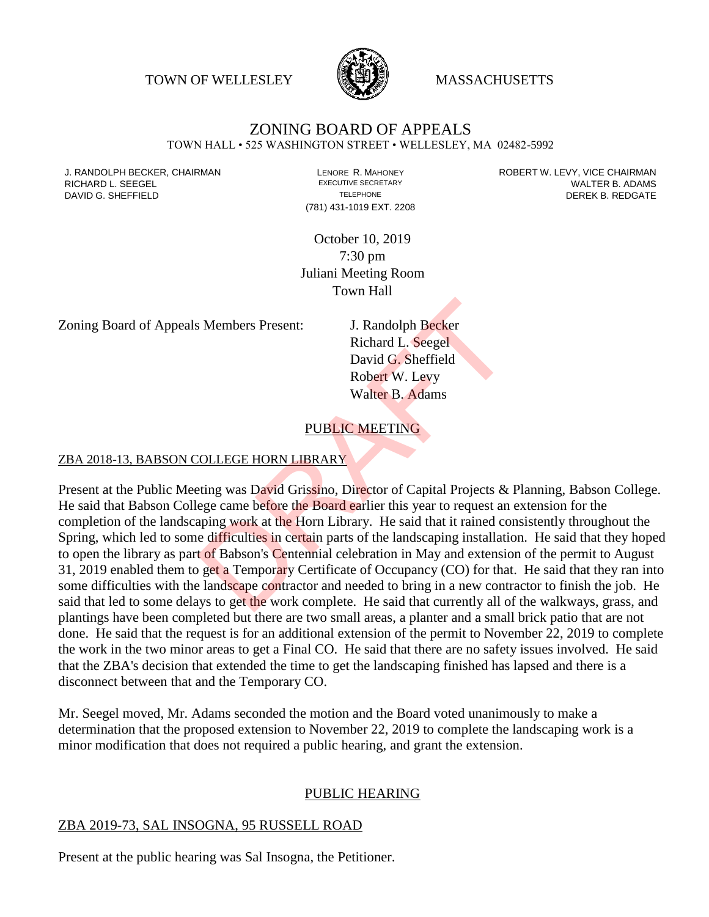TOWN OF WELLESLEY MASSACHUSETTS

# ZONING BOARD OF APPEALS

TOWN HALL • 525 WASHINGTON STREET • WELLESLEY, MA 02482-5992

J. RANDOLPH BECKER, CHAIRMAN
RICHARD L. SEEGEL
DAVID G. SHEFFIELD

LENORE R. MAHONEY
EXECUTIVE SECRETARY
TELEPHONE
(781) 431-1019 EXT. 2208

ROBERT W. LEVY, VICE CHAIRMAN
WALTER B. ADAMS
DEREK B. REDGATE

October 10, 2019
7:30 pm
Juliani Meeting Room
Town Hall

Zoning Board of Appeals Members Present: J. Randolph Becker
Richard L. Seegel
David G. Sheffield
Robert W. Levy
Walter B. Adams

## PUBLIC MEETING

### ZBA 2018-13, BABSON COLLEGE HORN LIBRARY

Present at the Public Meeting was David Grissino, Director of Capital Projects & Planning, Babson College. He said that Babson College came before the Board earlier this year to request an extension for the completion of the landscaping work at the Horn Library. He said that it rained consistently throughout the Spring, which led to some difficulties in certain parts of the landscaping installation. He said that they hoped to open the library as part of Babson's Centennial celebration in May and extension of the permit to August 31, 2019 enabled them to get a Temporary Certificate of Occupancy (CO) for that. He said that they ran into some difficulties with the landscape contractor and needed to bring in a new contractor to finish the job. He said that led to some delays to get the work complete. He said that currently all of the walkways, grass, and plantings have been completed but there are two small areas, a planter and a small brick patio that are not done. He said that the request is for an additional extension of the permit to November 22, 2019 to complete the work in the two minor areas to get a Final CO. He said that there are no safety issues involved. He said that the ZBA's decision that extended the time to get the landscaping finished has lapsed and there is a disconnect between that and the Temporary CO.

Mr. Seegel moved, Mr. Adams seconded the motion and the Board voted unanimously to make a determination that the proposed extension to November 22, 2019 to complete the landscaping work is a minor modification that does not required a public hearing, and grant the extension.

## PUBLIC HEARING

### ZBA 2019-73, SAL INSOGNA, 95 RUSSELL ROAD

Present at the public hearing was Sal Insogna, the Petitioner.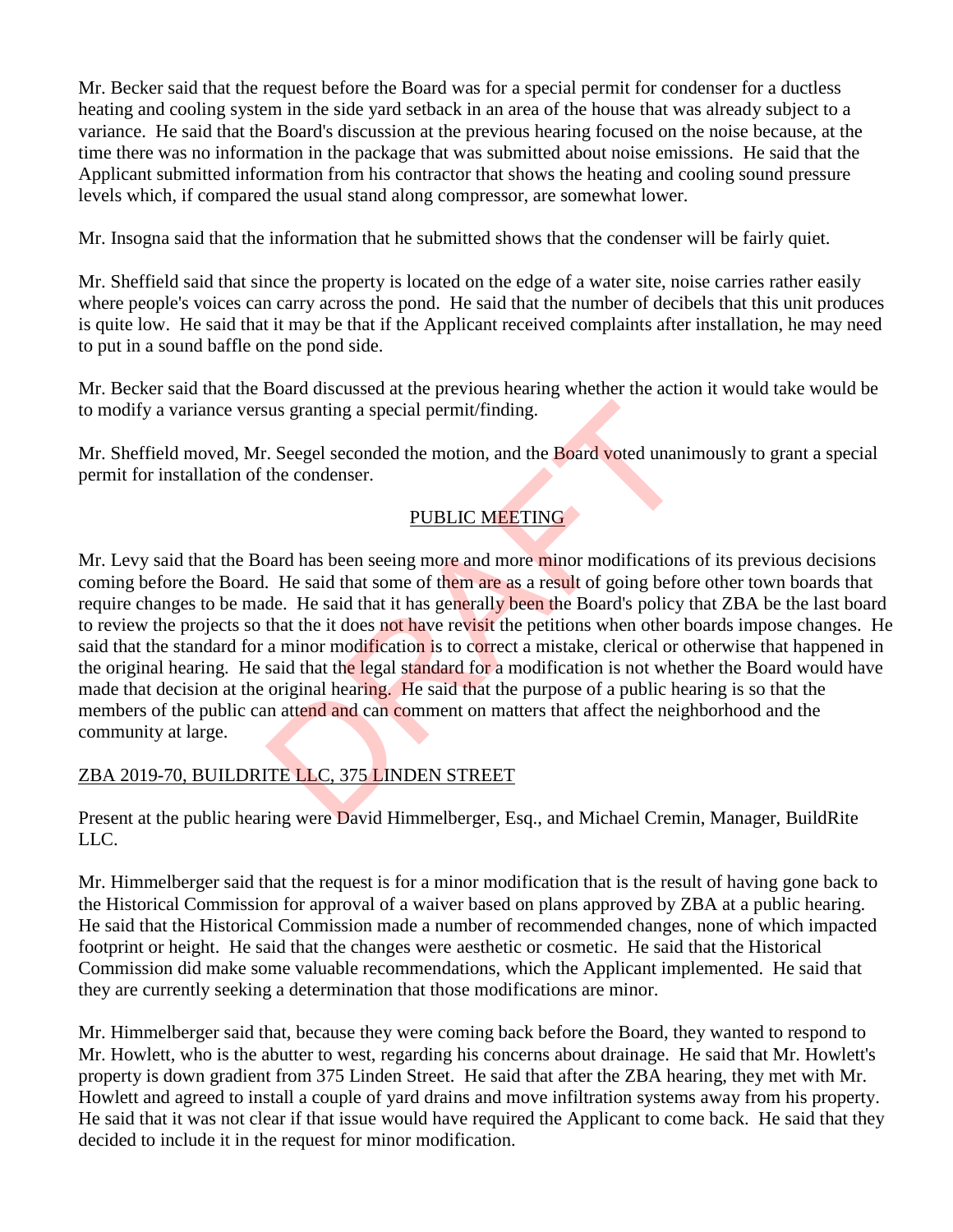Mr. Becker said that the request before the Board was for a special permit for condenser for a ductless heating and cooling system in the side yard setback in an area of the house that was already subject to a variance. He said that the Board's discussion at the previous hearing focused on the noise because, at the time there was no information in the package that was submitted about noise emissions. He said that the Applicant submitted information from his contractor that shows the heating and cooling sound pressure levels which, if compared the usual stand along compressor, are somewhat lower.

Mr. Insogna said that the information that he submitted shows that the condenser will be fairly quiet.

Mr. Sheffield said that since the property is located on the edge of a water site, noise carries rather easily where people's voices can carry across the pond. He said that the number of decibels that this unit produces is quite low. He said that it may be that if the Applicant received complaints after installation, he may need to put in a sound baffle on the pond side.

Mr. Becker said that the Board discussed at the previous hearing whether the action it would take would be to modify a variance versus granting a special permit/finding.

Mr. Sheffield moved, Mr. Seegel seconded the motion, and the Board voted unanimously to grant a special permit for installation of the condenser.

## PUBLIC MEETING

Mr. Levy said that the Board has been seeing more and more minor modifications of its previous decisions coming before the Board. He said that some of them are as a result of going before other town boards that require changes to be made. He said that it has generally been the Board's policy that ZBA be the last board to review the projects so that the it does not have revisit the petitions when other boards impose changes. He said that the standard for a minor modification is to correct a mistake, clerical or otherwise that happened in the original hearing. He said that the legal standard for a modification is not whether the Board would have made that decision at the original hearing. He said that the purpose of a public hearing is so that the members of the public can attend and can comment on matters that affect the neighborhood and the community at large.

## ZBA 2019-70, BUILDRITE LLC, 375 LINDEN STREET

Present at the public hearing were David Himmelberger, Esq., and Michael Cremin, Manager, BuildRite LLC.

Mr. Himmelberger said that the request is for a minor modification that is the result of having gone back to the Historical Commission for approval of a waiver based on plans approved by ZBA at a public hearing. He said that the Historical Commission made a number of recommended changes, none of which impacted footprint or height. He said that the changes were aesthetic or cosmetic. He said that the Historical Commission did make some valuable recommendations, which the Applicant implemented. He said that they are currently seeking a determination that those modifications are minor.

Mr. Himmelberger said that, because they were coming back before the Board, they wanted to respond to Mr. Howlett, who is the abutter to west, regarding his concerns about drainage. He said that Mr. Howlett's property is down gradient from 375 Linden Street. He said that after the ZBA hearing, they met with Mr. Howlett and agreed to install a couple of yard drains and move infiltration systems away from his property. He said that it was not clear if that issue would have required the Applicant to come back. He said that they decided to include it in the request for minor modification.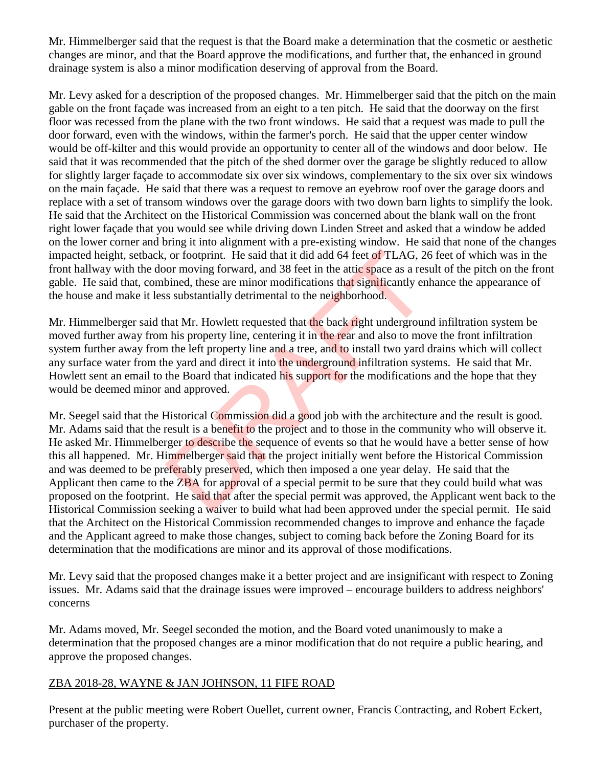Mr. Himmelberger said that the request is that the Board make a determination that the cosmetic or aesthetic changes are minor, and that the Board approve the modifications, and further that, the enhanced in ground drainage system is also a minor modification deserving of approval from the Board.

Mr. Levy asked for a description of the proposed changes. Mr. Himmelberger said that the pitch on the main gable on the front façade was increased from an eight to a ten pitch. He said that the doorway on the first floor was recessed from the plane with the two front windows. He said that a request was made to pull the door forward, even with the windows, within the farmer's porch. He said that the upper center window would be off-kilter and this would provide an opportunity to center all of the windows and door below. He said that it was recommended that the pitch of the shed dormer over the garage be slightly reduced to allow for slightly larger façade to accommodate six over six windows, complementary to the six over six windows on the main façade. He said that there was a request to remove an eyebrow roof over the garage doors and replace with a set of transom windows over the garage doors with two down barn lights to simplify the look. He said that the Architect on the Historical Commission was concerned about the blank wall on the front right lower façade that you would see while driving down Linden Street and asked that a window be added on the lower corner and bring it into alignment with a pre-existing window. He said that none of the changes impacted height, setback, or footprint. He said that it did add 64 feet of TLAG, 26 feet of which was in the front hallway with the door moving forward, and 38 feet in the attic space as a result of the pitch on the front gable. He said that, combined, these are minor modifications that significantly enhance the appearance of the house and make it less substantially detrimental to the neighborhood.

Mr. Himmelberger said that Mr. Howlett requested that the back right underground infiltration system be moved further away from his property line, centering it in the rear and also to move the front infiltration system further away from the left property line and a tree, and to install two yard drains which will collect any surface water from the yard and direct it into the underground infiltration systems. He said that Mr. Howlett sent an email to the Board that indicated his support for the modifications and the hope that they would be deemed minor and approved.

Mr. Seegel said that the Historical Commission did a good job with the architecture and the result is good. Mr. Adams said that the result is a benefit to the project and to those in the community who will observe it. He asked Mr. Himmelberger to describe the sequence of events so that he would have a better sense of how this all happened. Mr. Himmelberger said that the project initially went before the Historical Commission and was deemed to be preferably preserved, which then imposed a one year delay. He said that the Applicant then came to the ZBA for approval of a special permit to be sure that they could build what was proposed on the footprint. He said that after the special permit was approved, the Applicant went back to the Historical Commission seeking a waiver to build what had been approved under the special permit. He said that the Architect on the Historical Commission recommended changes to improve and enhance the façade and the Applicant agreed to make those changes, subject to coming back before the Zoning Board for its determination that the modifications are minor and its approval of those modifications.

Mr. Levy said that the proposed changes make it a better project and are insignificant with respect to Zoning issues. Mr. Adams said that the drainage issues were improved – encourage builders to address neighbors' concerns

Mr. Adams moved, Mr. Seegel seconded the motion, and the Board voted unanimously to make a determination that the proposed changes are a minor modification that do not require a public hearing, and approve the proposed changes.

## ZBA 2018-28, WAYNE & JAN JOHNSON, 11 FIFE ROAD

Present at the public meeting were Robert Ouellet, current owner, Francis Contracting, and Robert Eckert, purchaser of the property.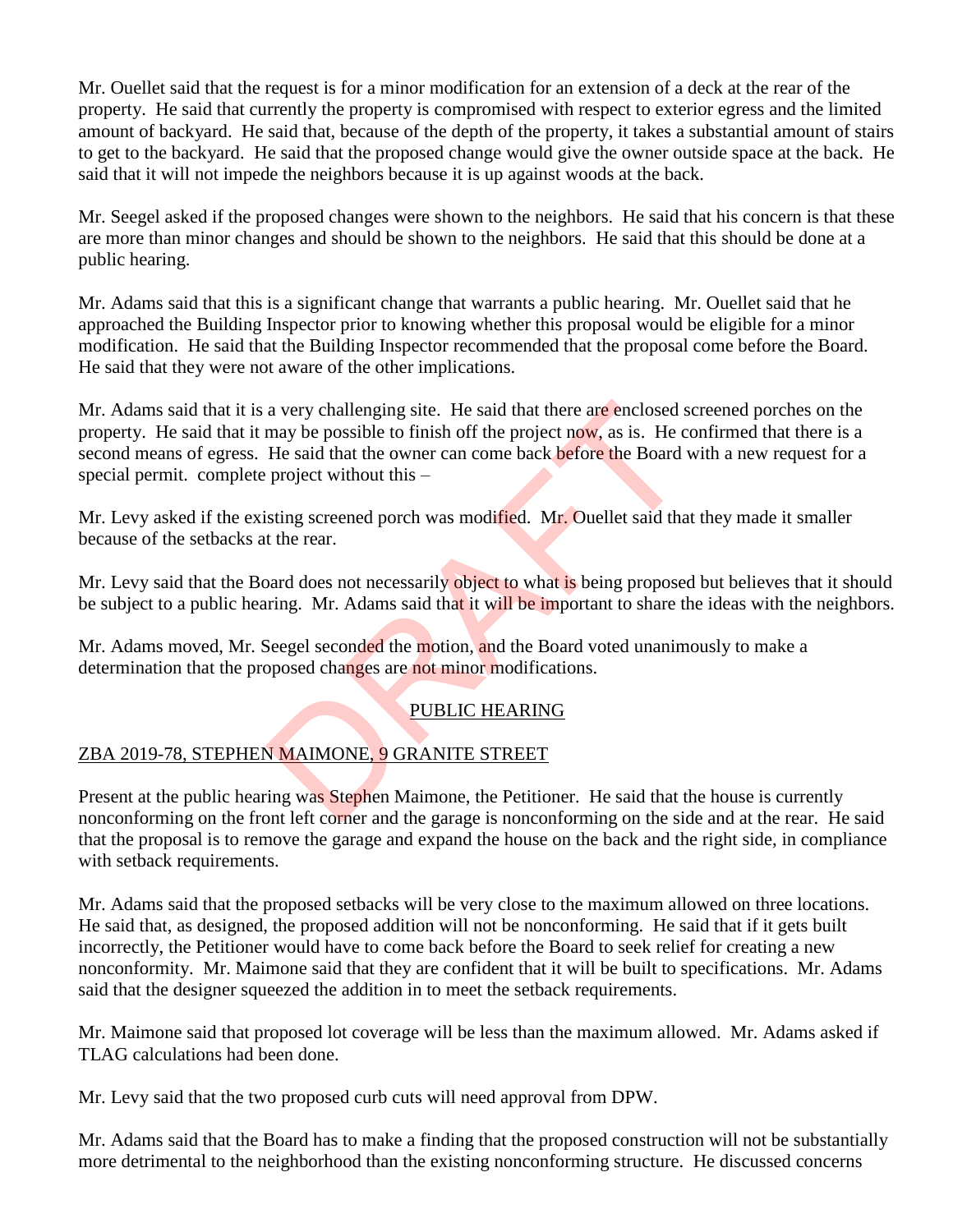Mr. Ouellet said that the request is for a minor modification for an extension of a deck at the rear of the property. He said that currently the property is compromised with respect to exterior egress and the limited amount of backyard. He said that, because of the depth of the property, it takes a substantial amount of stairs to get to the backyard. He said that the proposed change would give the owner outside space at the back. He said that it will not impede the neighbors because it is up against woods at the back.

Mr. Seegel asked if the proposed changes were shown to the neighbors. He said that his concern is that these are more than minor changes and should be shown to the neighbors. He said that this should be done at a public hearing.

Mr. Adams said that this is a significant change that warrants a public hearing. Mr. Ouellet said that he approached the Building Inspector prior to knowing whether this proposal would be eligible for a minor modification. He said that the Building Inspector recommended that the proposal come before the Board. He said that they were not aware of the other implications.

Mr. Adams said that it is a very challenging site. He said that there are enclosed screened porches on the property. He said that it may be possible to finish off the project now, as is. He confirmed that there is a second means of egress. He said that the owner can come back before the Board with a new request for a special permit. complete project without this –

Mr. Levy asked if the existing screened porch was modified. Mr. Ouellet said that they made it smaller because of the setbacks at the rear.

Mr. Levy said that the Board does not necessarily object to what is being proposed but believes that it should be subject to a public hearing. Mr. Adams said that it will be important to share the ideas with the neighbors.

Mr. Adams moved, Mr. Seegel seconded the motion, and the Board voted unanimously to make a determination that the proposed changes are not minor modifications.

## PUBLIC HEARING

### ZBA 2019-78, STEPHEN MAIMONE, 9 GRANITE STREET

Present at the public hearing was Stephen Maimone, the Petitioner. He said that the house is currently nonconforming on the front left corner and the garage is nonconforming on the side and at the rear. He said that the proposal is to remove the garage and expand the house on the back and the right side, in compliance with setback requirements.

Mr. Adams said that the proposed setbacks will be very close to the maximum allowed on three locations. He said that, as designed, the proposed addition will not be nonconforming. He said that if it gets built incorrectly, the Petitioner would have to come back before the Board to seek relief for creating a new nonconformity. Mr. Maimone said that they are confident that it will be built to specifications. Mr. Adams said that the designer squeezed the addition in to meet the setback requirements.

Mr. Maimone said that proposed lot coverage will be less than the maximum allowed. Mr. Adams asked if TLAG calculations had been done.

Mr. Levy said that the two proposed curb cuts will need approval from DPW.

Mr. Adams said that the Board has to make a finding that the proposed construction will not be substantially more detrimental to the neighborhood than the existing nonconforming structure. He discussed concerns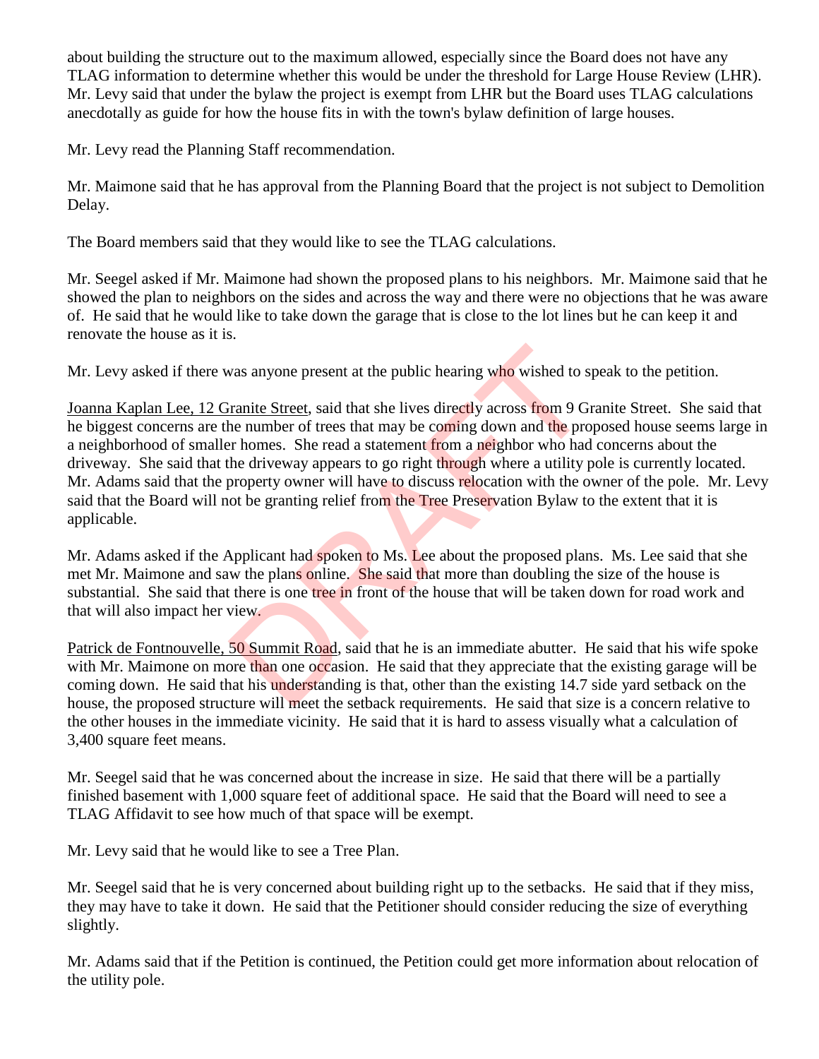about building the structure out to the maximum allowed, especially since the Board does not have any TLAG information to determine whether this would be under the threshold for Large House Review (LHR). Mr. Levy said that under the bylaw the project is exempt from LHR but the Board uses TLAG calculations anecdotally as guide for how the house fits in with the town's bylaw definition of large houses.

Mr. Levy read the Planning Staff recommendation.

Mr. Maimone said that he has approval from the Planning Board that the project is not subject to Demolition Delay.

The Board members said that they would like to see the TLAG calculations.

Mr. Seegel asked if Mr. Maimone had shown the proposed plans to his neighbors. Mr. Maimone said that he showed the plan to neighbors on the sides and across the way and there were no objections that he was aware of. He said that he would like to take down the garage that is close to the lot lines but he can keep it and renovate the house as it is.

Mr. Levy asked if there was anyone present at the public hearing who wished to speak to the petition.

Joanna Kaplan Lee, 12 Granite Street, said that she lives directly across from 9 Granite Street. She said that he biggest concerns are the number of trees that may be coming down and the proposed house seems large in a neighborhood of smaller homes. She read a statement from a neighbor who had concerns about the driveway. She said that the driveway appears to go right through where a utility pole is currently located. Mr. Adams said that the property owner will have to discuss relocation with the owner of the pole. Mr. Levy said that the Board will not be granting relief from the Tree Preservation Bylaw to the extent that it is applicable.

Mr. Adams asked if the Applicant had spoken to Ms. Lee about the proposed plans. Ms. Lee said that she met Mr. Maimone and saw the plans online. She said that more than doubling the size of the house is substantial. She said that there is one tree in front of the house that will be taken down for road work and that will also impact her view.

Patrick de Fontnouvelle, 50 Summit Road, said that he is an immediate abutter. He said that his wife spoke with Mr. Maimone on more than one occasion. He said that they appreciate that the existing garage will be coming down. He said that his understanding is that, other than the existing 14.7 side yard setback on the house, the proposed structure will meet the setback requirements. He said that size is a concern relative to the other houses in the immediate vicinity. He said that it is hard to assess visually what a calculation of 3,400 square feet means.

Mr. Seegel said that he was concerned about the increase in size. He said that there will be a partially finished basement with 1,000 square feet of additional space. He said that the Board will need to see a TLAG Affidavit to see how much of that space will be exempt.

Mr. Levy said that he would like to see a Tree Plan.

Mr. Seegel said that he is very concerned about building right up to the setbacks. He said that if they miss, they may have to take it down. He said that the Petitioner should consider reducing the size of everything slightly.

Mr. Adams said that if the Petition is continued, the Petition could get more information about relocation of the utility pole.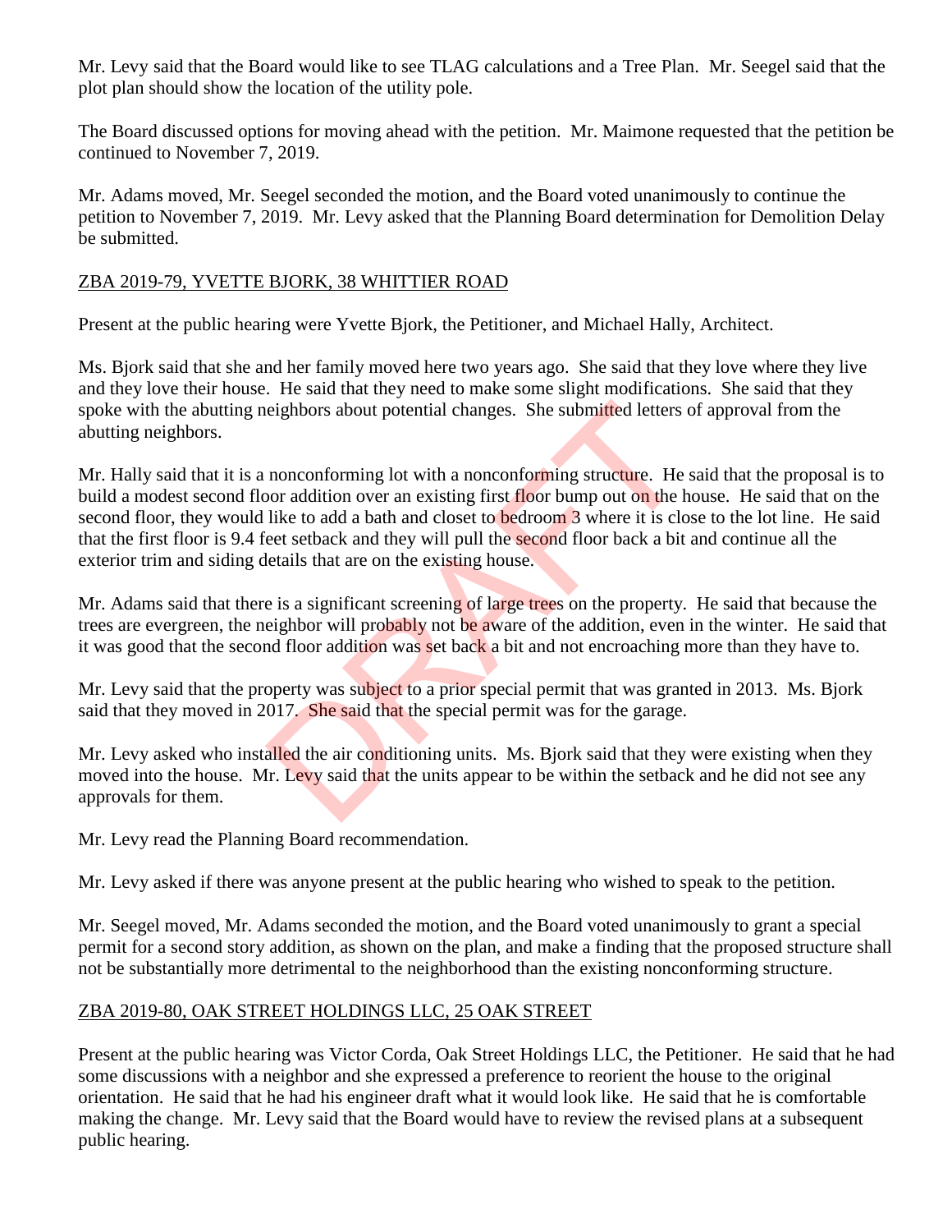Mr. Levy said that the Board would like to see TLAG calculations and a Tree Plan. Mr. Seegel said that the plot plan should show the location of the utility pole.

The Board discussed options for moving ahead with the petition. Mr. Maimone requested that the petition be continued to November 7, 2019.

Mr. Adams moved, Mr. Seegel seconded the motion, and the Board voted unanimously to continue the petition to November 7, 2019. Mr. Levy asked that the Planning Board determination for Demolition Delay be submitted.

ZBA 2019-79, YVETTE BJORK, 38 WHITTIER ROAD

Present at the public hearing were Yvette Bjork, the Petitioner, and Michael Hally, Architect.

Ms. Bjork said that she and her family moved here two years ago. She said that they love where they live and they love their house. He said that they need to make some slight modifications. She said that they spoke with the abutting neighbors about potential changes. She submitted letters of approval from the abutting neighbors.

Mr. Hally said that it is a nonconforming lot with a nonconforming structure. He said that the proposal is to build a modest second floor addition over an existing first floor bump out on the house. He said that on the second floor, they would like to add a bath and closet to bedroom 3 where it is close to the lot line. He said that the first floor is 9.4 feet setback and they will pull the second floor back a bit and continue all the exterior trim and siding details that are on the existing house.

Mr. Adams said that there is a significant screening of large trees on the property. He said that because the trees are evergreen, the neighbor will probably not be aware of the addition, even in the winter. He said that it was good that the second floor addition was set back a bit and not encroaching more than they have to.

Mr. Levy said that the property was subject to a prior special permit that was granted in 2013. Ms. Bjork said that they moved in 2017. She said that the special permit was for the garage.

Mr. Levy asked who installed the air conditioning units. Ms. Bjork said that they were existing when they moved into the house. Mr. Levy said that the units appear to be within the setback and he did not see any approvals for them.

Mr. Levy read the Planning Board recommendation.

Mr. Levy asked if there was anyone present at the public hearing who wished to speak to the petition.

Mr. Seegel moved, Mr. Adams seconded the motion, and the Board voted unanimously to grant a special permit for a second story addition, as shown on the plan, and make a finding that the proposed structure shall not be substantially more detrimental to the neighborhood than the existing nonconforming structure.

ZBA 2019-80, OAK STREET HOLDINGS LLC, 25 OAK STREET

Present at the public hearing was Victor Corda, Oak Street Holdings LLC, the Petitioner. He said that he had some discussions with a neighbor and she expressed a preference to reorient the house to the original orientation. He said that he had his engineer draft what it would look like. He said that he is comfortable making the change. Mr. Levy said that the Board would have to review the revised plans at a subsequent public hearing.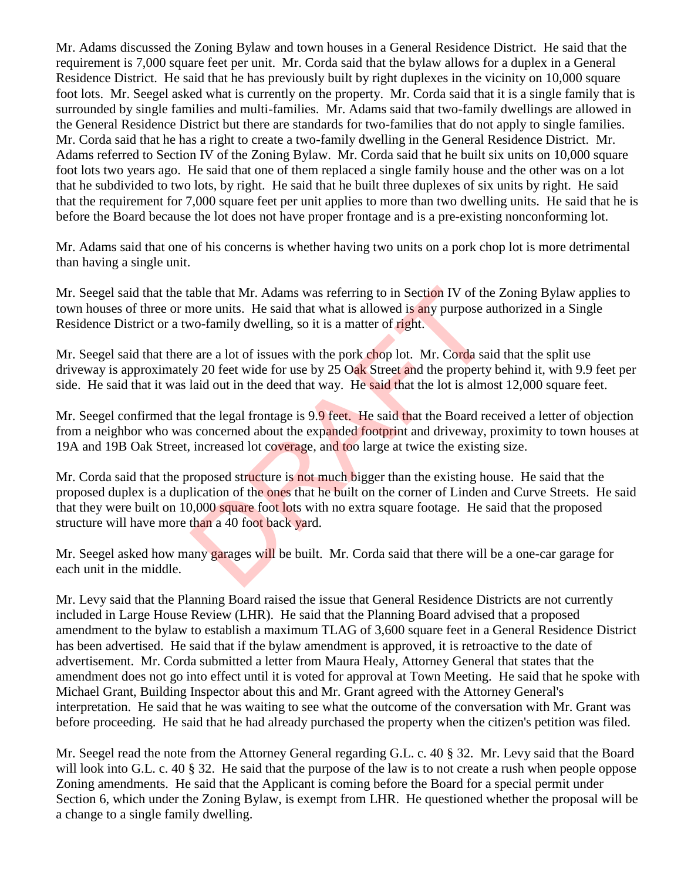Mr. Adams discussed the Zoning Bylaw and town houses in a General Residence District. He said that the requirement is 7,000 square feet per unit. Mr. Corda said that the bylaw allows for a duplex in a General Residence District. He said that he has previously built by right duplexes in the vicinity on 10,000 square foot lots. Mr. Seegel asked what is currently on the property. Mr. Corda said that it is a single family that is surrounded by single families and multi-families. Mr. Adams said that two-family dwellings are allowed in the General Residence District but there are standards for two-families that do not apply to single families. Mr. Corda said that he has a right to create a two-family dwelling in the General Residence District. Mr. Adams referred to Section IV of the Zoning Bylaw. Mr. Corda said that he built six units on 10,000 square foot lots two years ago. He said that one of them replaced a single family house and the other was on a lot that he subdivided to two lots, by right. He said that he built three duplexes of six units by right. He said that the requirement for 7,000 square feet per unit applies to more than two dwelling units. He said that he is before the Board because the lot does not have proper frontage and is a pre-existing nonconforming lot.

Mr. Adams said that one of his concerns is whether having two units on a pork chop lot is more detrimental than having a single unit.

Mr. Seegel said that the table that Mr. Adams was referring to in Section IV of the Zoning Bylaw applies to town houses of three or more units. He said that what is allowed is any purpose authorized in a Single Residence District or a two-family dwelling, so it is a matter of right.

Mr. Seegel said that there are a lot of issues with the pork chop lot. Mr. Corda said that the split use driveway is approximately 20 feet wide for use by 25 Oak Street and the property behind it, with 9.9 feet per side. He said that it was laid out in the deed that way. He said that the lot is almost 12,000 square feet.

Mr. Seegel confirmed that the legal frontage is 9.9 feet. He said that the Board received a letter of objection from a neighbor who was concerned about the expanded footprint and driveway, proximity to town houses at 19A and 19B Oak Street, increased lot coverage, and too large at twice the existing size.

Mr. Corda said that the proposed structure is not much bigger than the existing house. He said that the proposed duplex is a duplication of the ones that he built on the corner of Linden and Curve Streets. He said that they were built on 10,000 square foot lots with no extra square footage. He said that the proposed structure will have more than a 40 foot back yard.

Mr. Seegel asked how many garages will be built. Mr. Corda said that there will be a one-car garage for each unit in the middle.

Mr. Levy said that the Planning Board raised the issue that General Residence Districts are not currently included in Large House Review (LHR). He said that the Planning Board advised that a proposed amendment to the bylaw to establish a maximum TLAG of 3,600 square feet in a General Residence District has been advertised. He said that if the bylaw amendment is approved, it is retroactive to the date of advertisement. Mr. Corda submitted a letter from Maura Healy, Attorney General that states that the amendment does not go into effect until it is voted for approval at Town Meeting. He said that he spoke with Michael Grant, Building Inspector about this and Mr. Grant agreed with the Attorney General's interpretation. He said that he was waiting to see what the outcome of the conversation with Mr. Grant was before proceeding. He said that he had already purchased the property when the citizen's petition was filed.

Mr. Seegel read the note from the Attorney General regarding G.L. c. 40 § 32. Mr. Levy said that the Board will look into G.L. c. 40 § 32. He said that the purpose of the law is to not create a rush when people oppose Zoning amendments. He said that the Applicant is coming before the Board for a special permit under Section 6, which under the Zoning Bylaw, is exempt from LHR. He questioned whether the proposal will be a change to a single family dwelling.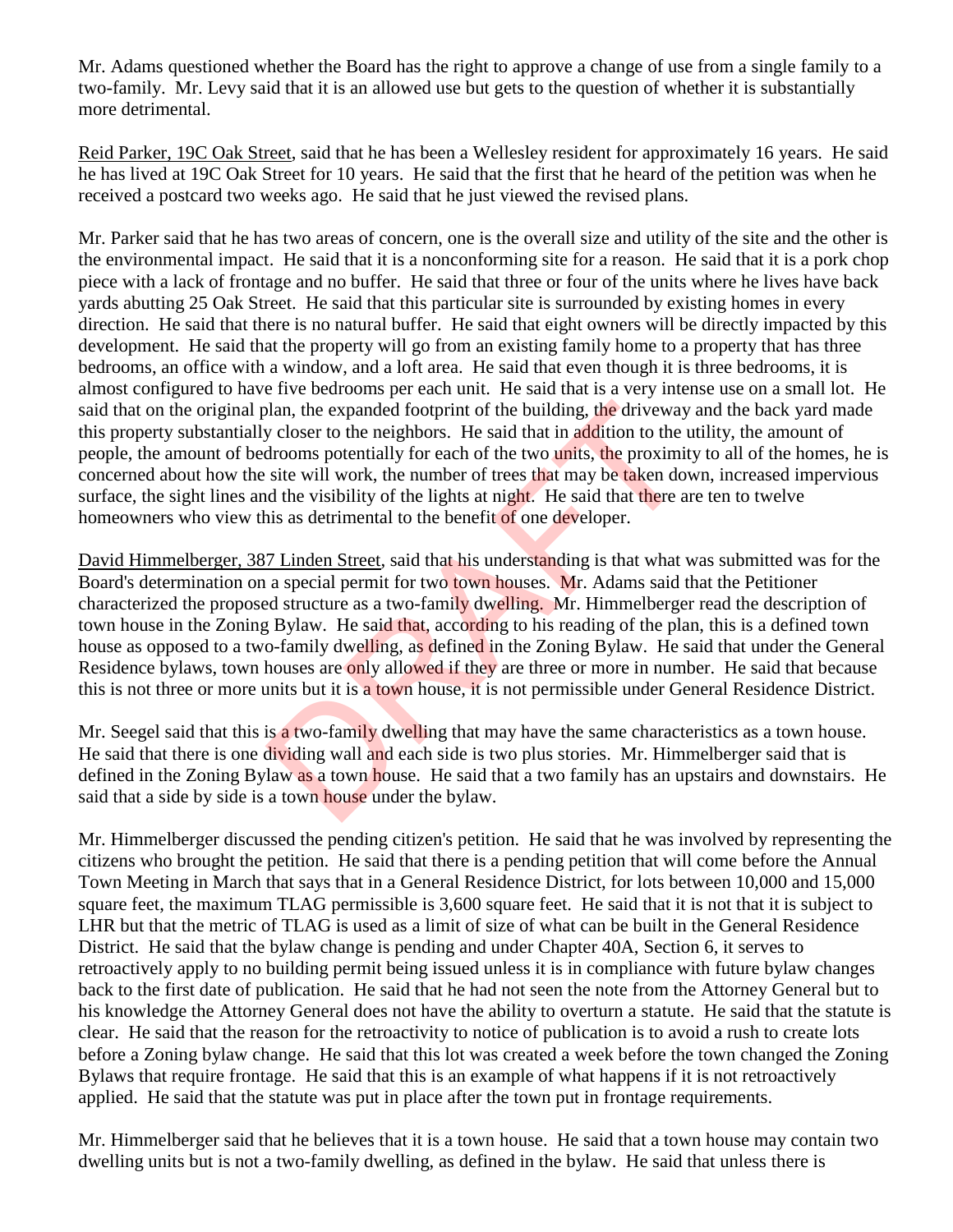Mr. Adams questioned whether the Board has the right to approve a change of use from a single family to a two-family. Mr. Levy said that it is an allowed use but gets to the question of whether it is substantially more detrimental.

Reid Parker, 19C Oak Street, said that he has been a Wellesley resident for approximately 16 years. He said he has lived at 19C Oak Street for 10 years. He said that the first that he heard of the petition was when he received a postcard two weeks ago. He said that he just viewed the revised plans.

Mr. Parker said that he has two areas of concern, one is the overall size and utility of the site and the other is the environmental impact. He said that it is a nonconforming site for a reason. He said that it is a pork chop piece with a lack of frontage and no buffer. He said that three or four of the units where he lives have back yards abutting 25 Oak Street. He said that this particular site is surrounded by existing homes in every direction. He said that there is no natural buffer. He said that eight owners will be directly impacted by this development. He said that the property will go from an existing family home to a property that has three bedrooms, an office with a window, and a loft area. He said that even though it is three bedrooms, it is almost configured to have five bedrooms per each unit. He said that is a very intense use on a small lot. He said that on the original plan, the expanded footprint of the building, the driveway and the back yard made this property substantially closer to the neighbors. He said that in addition to the utility, the amount of people, the amount of bedrooms potentially for each of the two units, the proximity to all of the homes, he is concerned about how the site will work, the number of trees that may be taken down, increased impervious surface, the sight lines and the visibility of the lights at night. He said that there are ten to twelve homeowners who view this as detrimental to the benefit of one developer.

David Himmelberger, 387 Linden Street, said that his understanding is that what was submitted was for the Board's determination on a special permit for two town houses. Mr. Adams said that the Petitioner characterized the proposed structure as a two-family dwelling. Mr. Himmelberger read the description of town house in the Zoning Bylaw. He said that, according to his reading of the plan, this is a defined town house as opposed to a two-family dwelling, as defined in the Zoning Bylaw. He said that under the General Residence bylaws, town houses are only allowed if they are three or more in number. He said that because this is not three or more units but it is a town house, it is not permissible under General Residence District.

Mr. Seegel said that this is a two-family dwelling that may have the same characteristics as a town house. He said that there is one dividing wall and each side is two plus stories. Mr. Himmelberger said that is defined in the Zoning Bylaw as a town house. He said that a two family has an upstairs and downstairs. He said that a side by side is a town house under the bylaw.

Mr. Himmelberger discussed the pending citizen's petition. He said that he was involved by representing the citizens who brought the petition. He said that there is a pending petition that will come before the Annual Town Meeting in March that says that in a General Residence District, for lots between 10,000 and 15,000 square feet, the maximum TLAG permissible is 3,600 square feet. He said that it is not that it is subject to LHR but that the metric of TLAG is used as a limit of size of what can be built in the General Residence District. He said that the bylaw change is pending and under Chapter 40A, Section 6, it serves to retroactively apply to no building permit being issued unless it is in compliance with future bylaw changes back to the first date of publication. He said that he had not seen the note from the Attorney General but to his knowledge the Attorney General does not have the ability to overturn a statute. He said that the statute is clear. He said that the reason for the retroactivity to notice of publication is to avoid a rush to create lots before a Zoning bylaw change. He said that this lot was created a week before the town changed the Zoning Bylaws that require frontage. He said that this is an example of what happens if it is not retroactively applied. He said that the statute was put in place after the town put in frontage requirements.

Mr. Himmelberger said that he believes that it is a town house. He said that a town house may contain two dwelling units but is not a two-family dwelling, as defined in the bylaw. He said that unless there is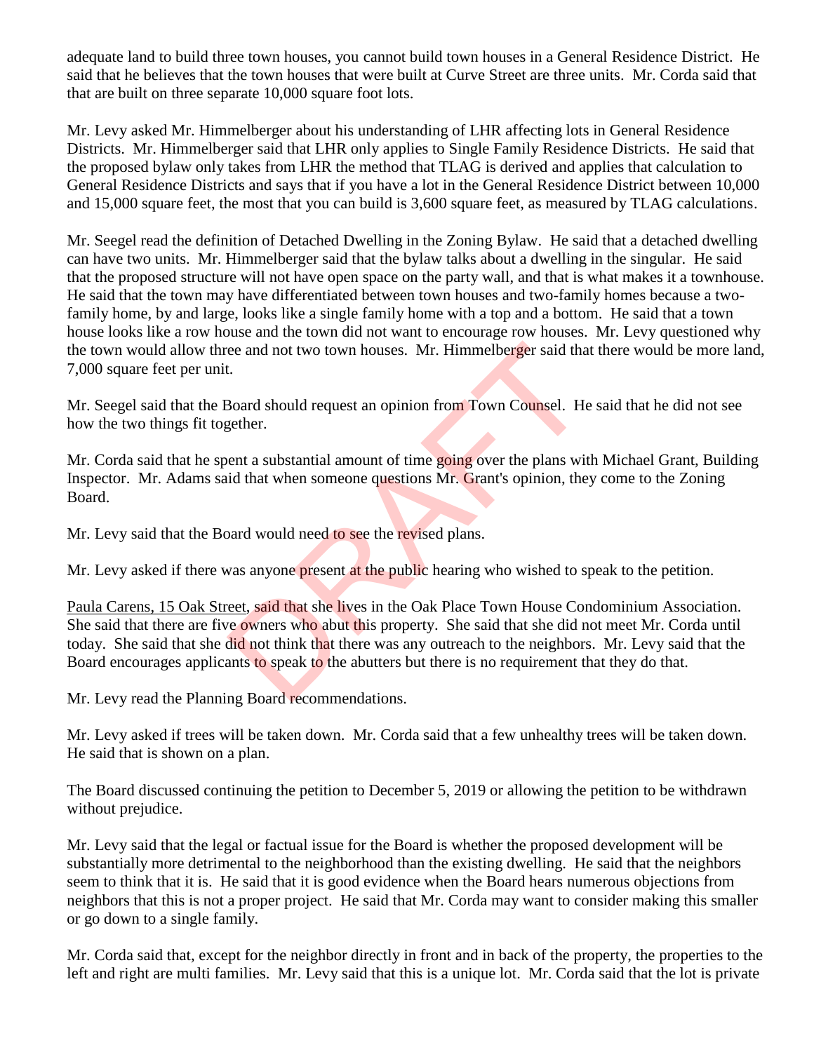adequate land to build three town houses, you cannot build town houses in a General Residence District. He said that he believes that the town houses that were built at Curve Street are three units. Mr. Corda said that that are built on three separate 10,000 square foot lots.

Mr. Levy asked Mr. Himmelberger about his understanding of LHR affecting lots in General Residence Districts. Mr. Himmelberger said that LHR only applies to Single Family Residence Districts. He said that the proposed bylaw only takes from LHR the method that TLAG is derived and applies that calculation to General Residence Districts and says that if you have a lot in the General Residence District between 10,000 and 15,000 square feet, the most that you can build is 3,600 square feet, as measured by TLAG calculations.

Mr. Seegel read the definition of Detached Dwelling in the Zoning Bylaw. He said that a detached dwelling can have two units. Mr. Himmelberger said that the bylaw talks about a dwelling in the singular. He said that the proposed structure will not have open space on the party wall, and that is what makes it a townhouse. He said that the town may have differentiated between town houses and two-family homes because a two-family home, by and large, looks like a single family home with a top and a bottom. He said that a town house looks like a row house and the town did not want to encourage row houses. Mr. Levy questioned why the town would allow three and not two town houses. Mr. Himmelberger said that there would be more land, 7,000 square feet per unit.

Mr. Seegel said that the Board should request an opinion from Town Counsel. He said that he did not see how the two things fit together.

Mr. Corda said that he spent a substantial amount of time going over the plans with Michael Grant, Building Inspector. Mr. Adams said that when someone questions Mr. Grant's opinion, they come to the Zoning Board.

Mr. Levy said that the Board would need to see the revised plans.

Mr. Levy asked if there was anyone present at the public hearing who wished to speak to the petition.

Paula Carens, 15 Oak Street, said that she lives in the Oak Place Town House Condominium Association. She said that there are five owners who abut this property. She said that she did not meet Mr. Corda until today. She said that she did not think that there was any outreach to the neighbors. Mr. Levy said that the Board encourages applicants to speak to the abutters but there is no requirement that they do that.

Mr. Levy read the Planning Board recommendations.

Mr. Levy asked if trees will be taken down. Mr. Corda said that a few unhealthy trees will be taken down. He said that is shown on a plan.

The Board discussed continuing the petition to December 5, 2019 or allowing the petition to be withdrawn without prejudice.

Mr. Levy said that the legal or factual issue for the Board is whether the proposed development will be substantially more detrimental to the neighborhood than the existing dwelling. He said that the neighbors seem to think that it is. He said that it is good evidence when the Board hears numerous objections from neighbors that this is not a proper project. He said that Mr. Corda may want to consider making this smaller or go down to a single family.

Mr. Corda said that, except for the neighbor directly in front and in back of the property, the properties to the left and right are multi families. Mr. Levy said that this is a unique lot. Mr. Corda said that the lot is private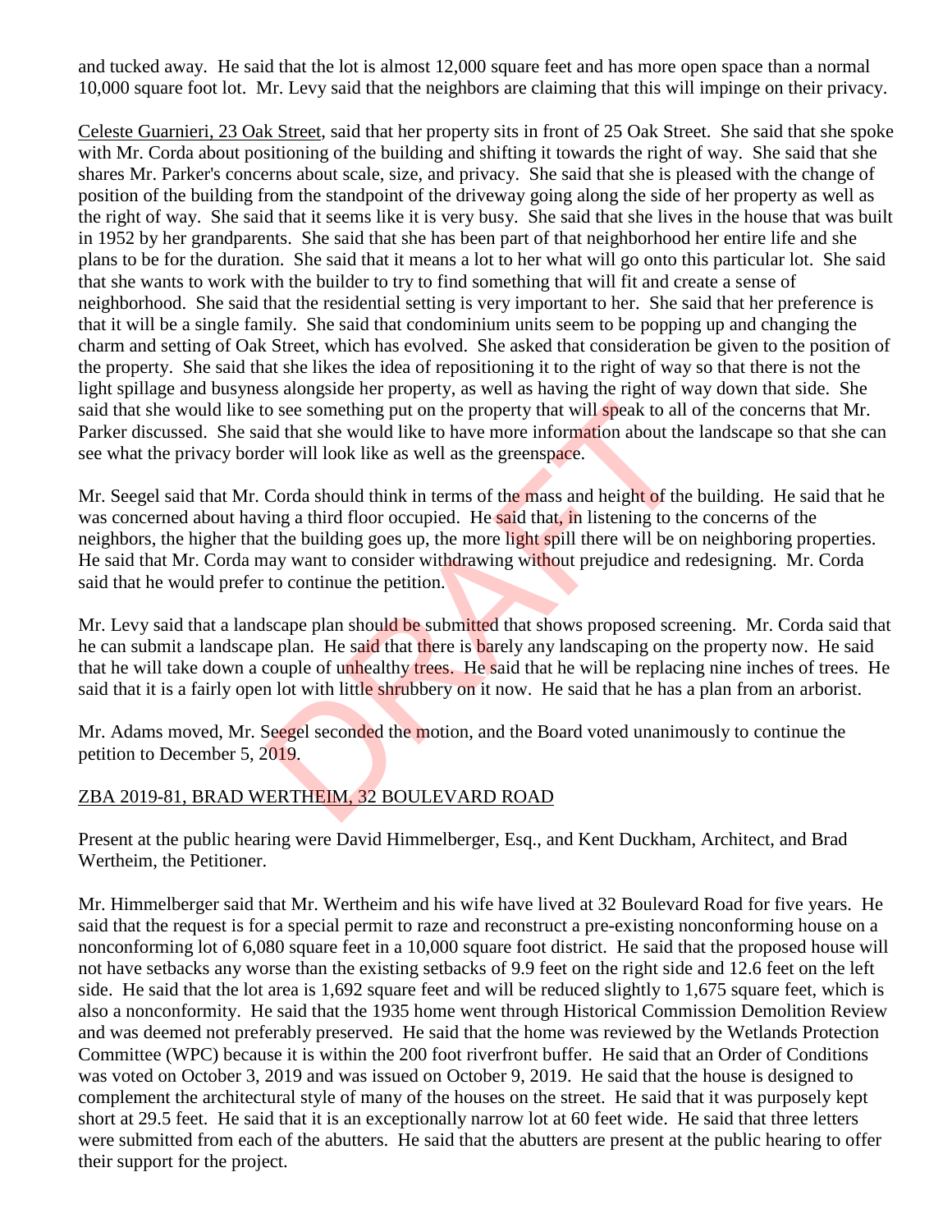and tucked away. He said that the lot is almost 12,000 square feet and has more open space than a normal 10,000 square foot lot. Mr. Levy said that the neighbors are claiming that this will impinge on their privacy.

Celeste Guarnieri, 23 Oak Street, said that her property sits in front of 25 Oak Street. She said that she spoke with Mr. Corda about positioning of the building and shifting it towards the right of way. She said that she shares Mr. Parker's concerns about scale, size, and privacy. She said that she is pleased with the change of position of the building from the standpoint of the driveway going along the side of her property as well as the right of way. She said that it seems like it is very busy. She said that she lives in the house that was built in 1952 by her grandparents. She said that she has been part of that neighborhood her entire life and she plans to be for the duration. She said that it means a lot to her what will go onto this particular lot. She said that she wants to work with the builder to try to find something that will fit and create a sense of neighborhood. She said that the residential setting is very important to her. She said that her preference is that it will be a single family. She said that condominium units seem to be popping up and changing the charm and setting of Oak Street, which has evolved. She asked that consideration be given to the position of the property. She said that she likes the idea of repositioning it to the right of way so that there is not the light spillage and busyness alongside her property, as well as having the right of way down that side. She said that she would like to see something put on the property that will speak to all of the concerns that Mr. Parker discussed. She said that she would like to have more information about the landscape so that she can see what the privacy border will look like as well as the greenspace.

Mr. Seegel said that Mr. Corda should think in terms of the mass and height of the building. He said that he was concerned about having a third floor occupied. He said that, in listening to the concerns of the neighbors, the higher that the building goes up, the more light spill there will be on neighboring properties. He said that Mr. Corda may want to consider withdrawing without prejudice and redesigning. Mr. Corda said that he would prefer to continue the petition.

Mr. Levy said that a landscape plan should be submitted that shows proposed screening. Mr. Corda said that he can submit a landscape plan. He said that there is barely any landscaping on the property now. He said that he will take down a couple of unhealthy trees. He said that he will be replacing nine inches of trees. He said that it is a fairly open lot with little shrubbery on it now. He said that he has a plan from an arborist.

Mr. Adams moved, Mr. Seegel seconded the motion, and the Board voted unanimously to continue the petition to December 5, 2019.

ZBA 2019-81, BRAD WERTHEIM, 32 BOULEVARD ROAD

Present at the public hearing were David Himmelberger, Esq., and Kent Duckham, Architect, and Brad Wertheim, the Petitioner.

Mr. Himmelberger said that Mr. Wertheim and his wife have lived at 32 Boulevard Road for five years. He said that the request is for a special permit to raze and reconstruct a pre-existing nonconforming house on a nonconforming lot of 6,080 square feet in a 10,000 square foot district. He said that the proposed house will not have setbacks any worse than the existing setbacks of 9.9 feet on the right side and 12.6 feet on the left side. He said that the lot area is 1,692 square feet and will be reduced slightly to 1,675 square feet, which is also a nonconformity. He said that the 1935 home went through Historical Commission Demolition Review and was deemed not preferably preserved. He said that the home was reviewed by the Wetlands Protection Committee (WPC) because it is within the 200 foot riverfront buffer. He said that an Order of Conditions was voted on October 3, 2019 and was issued on October 9, 2019. He said that the house is designed to complement the architectural style of many of the houses on the street. He said that it was purposely kept short at 29.5 feet. He said that it is an exceptionally narrow lot at 60 feet wide. He said that three letters were submitted from each of the abutters. He said that the abutters are present at the public hearing to offer their support for the project.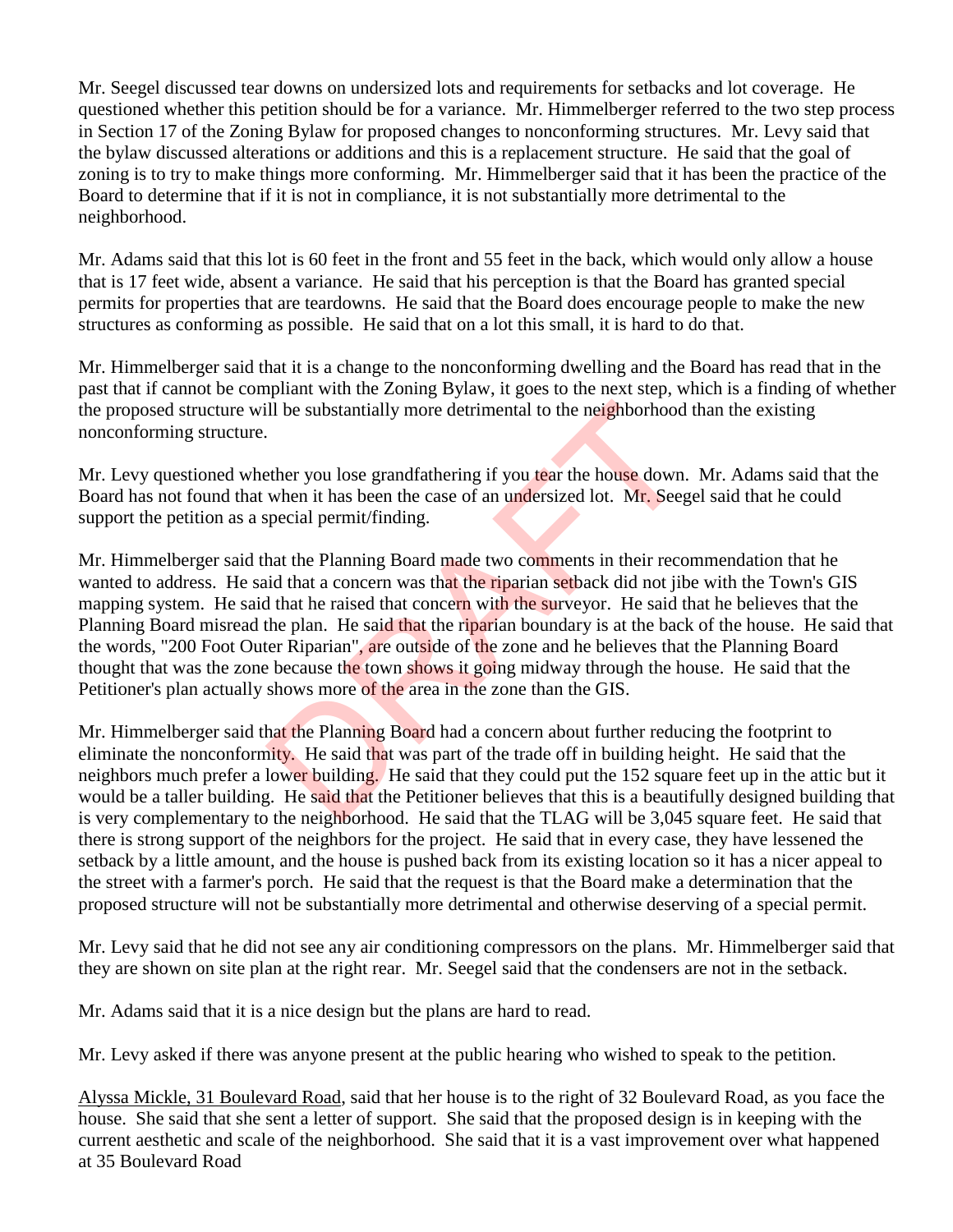Mr. Seegel discussed tear downs on undersized lots and requirements for setbacks and lot coverage. He questioned whether this petition should be for a variance. Mr. Himmelberger referred to the two step process in Section 17 of the Zoning Bylaw for proposed changes to nonconforming structures. Mr. Levy said that the bylaw discussed alterations or additions and this is a replacement structure. He said that the goal of zoning is to try to make things more conforming. Mr. Himmelberger said that it has been the practice of the Board to determine that if it is not in compliance, it is not substantially more detrimental to the neighborhood.

Mr. Adams said that this lot is 60 feet in the front and 55 feet in the back, which would only allow a house that is 17 feet wide, absent a variance. He said that his perception is that the Board has granted special permits for properties that are teardowns. He said that the Board does encourage people to make the new structures as conforming as possible. He said that on a lot this small, it is hard to do that.

Mr. Himmelberger said that it is a change to the nonconforming dwelling and the Board has read that in the past that if cannot be compliant with the Zoning Bylaw, it goes to the next step, which is a finding of whether the proposed structure will be substantially more detrimental to the neighborhood than the existing nonconforming structure.

Mr. Levy questioned whether you lose grandfathering if you tear the house down. Mr. Adams said that the Board has not found that when it has been the case of an undersized lot. Mr. Seegel said that he could support the petition as a special permit/finding.

Mr. Himmelberger said that the Planning Board made two comments in their recommendation that he wanted to address. He said that a concern was that the riparian setback did not jibe with the Town's GIS mapping system. He said that he raised that concern with the surveyor. He said that he believes that the Planning Board misread the plan. He said that the riparian boundary is at the back of the house. He said that the words, "200 Foot Outer Riparian", are outside of the zone and he believes that the Planning Board thought that was the zone because the town shows it going midway through the house. He said that the Petitioner's plan actually shows more of the area in the zone than the GIS.

Mr. Himmelberger said that the Planning Board had a concern about further reducing the footprint to eliminate the nonconformity. He said that was part of the trade off in building height. He said that the neighbors much prefer a lower building. He said that they could put the 152 square feet up in the attic but it would be a taller building. He said that the Petitioner believes that this is a beautifully designed building that is very complementary to the neighborhood. He said that the TLAG will be 3,045 square feet. He said that there is strong support of the neighbors for the project. He said that in every case, they have lessened the setback by a little amount, and the house is pushed back from its existing location so it has a nicer appeal to the street with a farmer's porch. He said that the request is that the Board make a determination that the proposed structure will not be substantially more detrimental and otherwise deserving of a special permit.

Mr. Levy said that he did not see any air conditioning compressors on the plans. Mr. Himmelberger said that they are shown on site plan at the right rear. Mr. Seegel said that the condensers are not in the setback.

Mr. Adams said that it is a nice design but the plans are hard to read.

Mr. Levy asked if there was anyone present at the public hearing who wished to speak to the petition.

Alyssa Mickle, 31 Boulevard Road, said that her house is to the right of 32 Boulevard Road, as you face the house. She said that she sent a letter of support. She said that the proposed design is in keeping with the current aesthetic and scale of the neighborhood. She said that it is a vast improvement over what happened at 35 Boulevard Road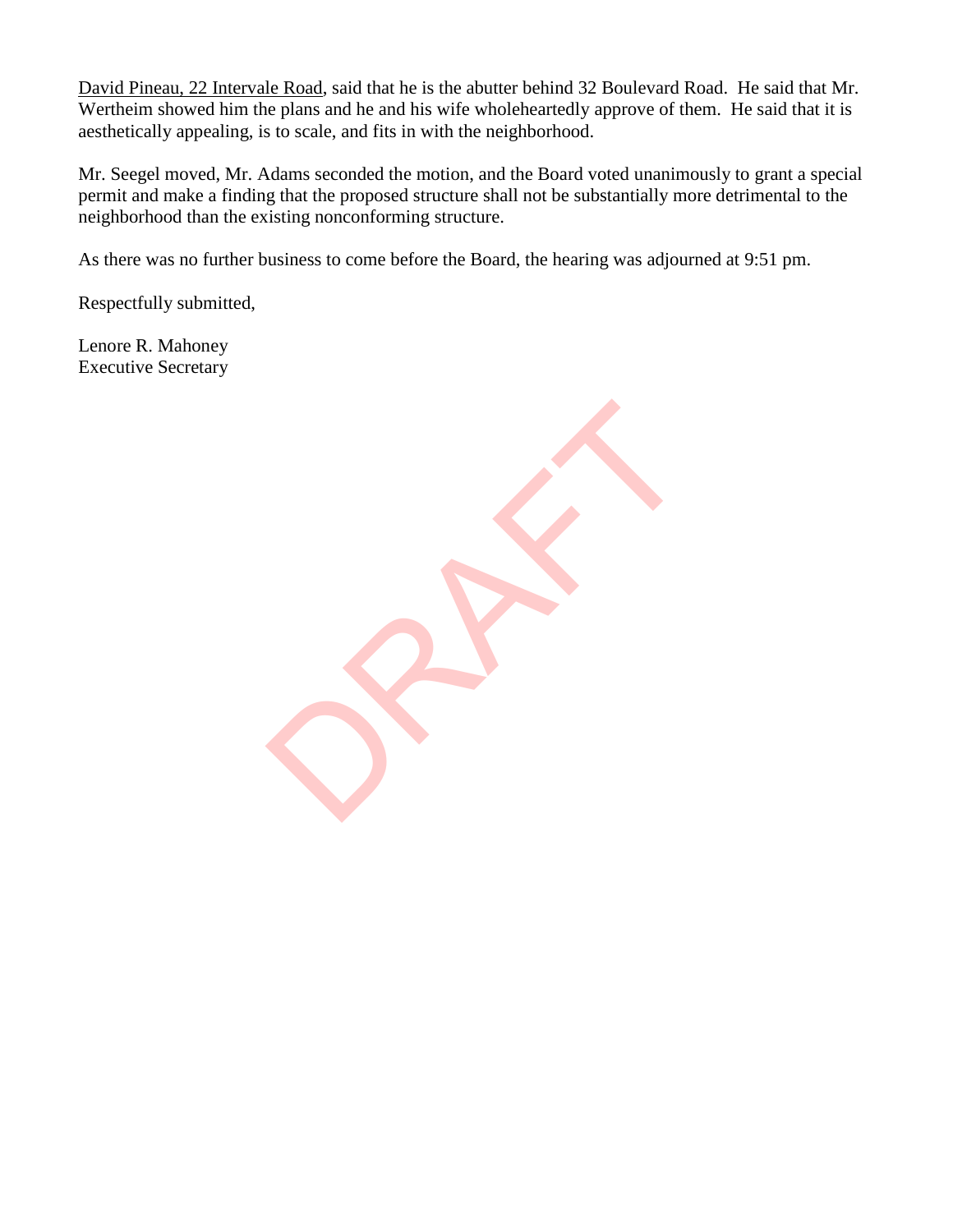David Pineau, 22 Intervale Road, said that he is the abutter behind 32 Boulevard Road. He said that Mr. Wertheim showed him the plans and he and his wife wholeheartedly approve of them. He said that it is aesthetically appealing, is to scale, and fits in with the neighborhood.

Mr. Seegel moved, Mr. Adams seconded the motion, and the Board voted unanimously to grant a special permit and make a finding that the proposed structure shall not be substantially more detrimental to the neighborhood than the existing nonconforming structure.

As there was no further business to come before the Board, the hearing was adjourned at 9:51 pm.

Respectfully submitted,

Lenore R. Mahoney
Executive Secretary

DRAFT